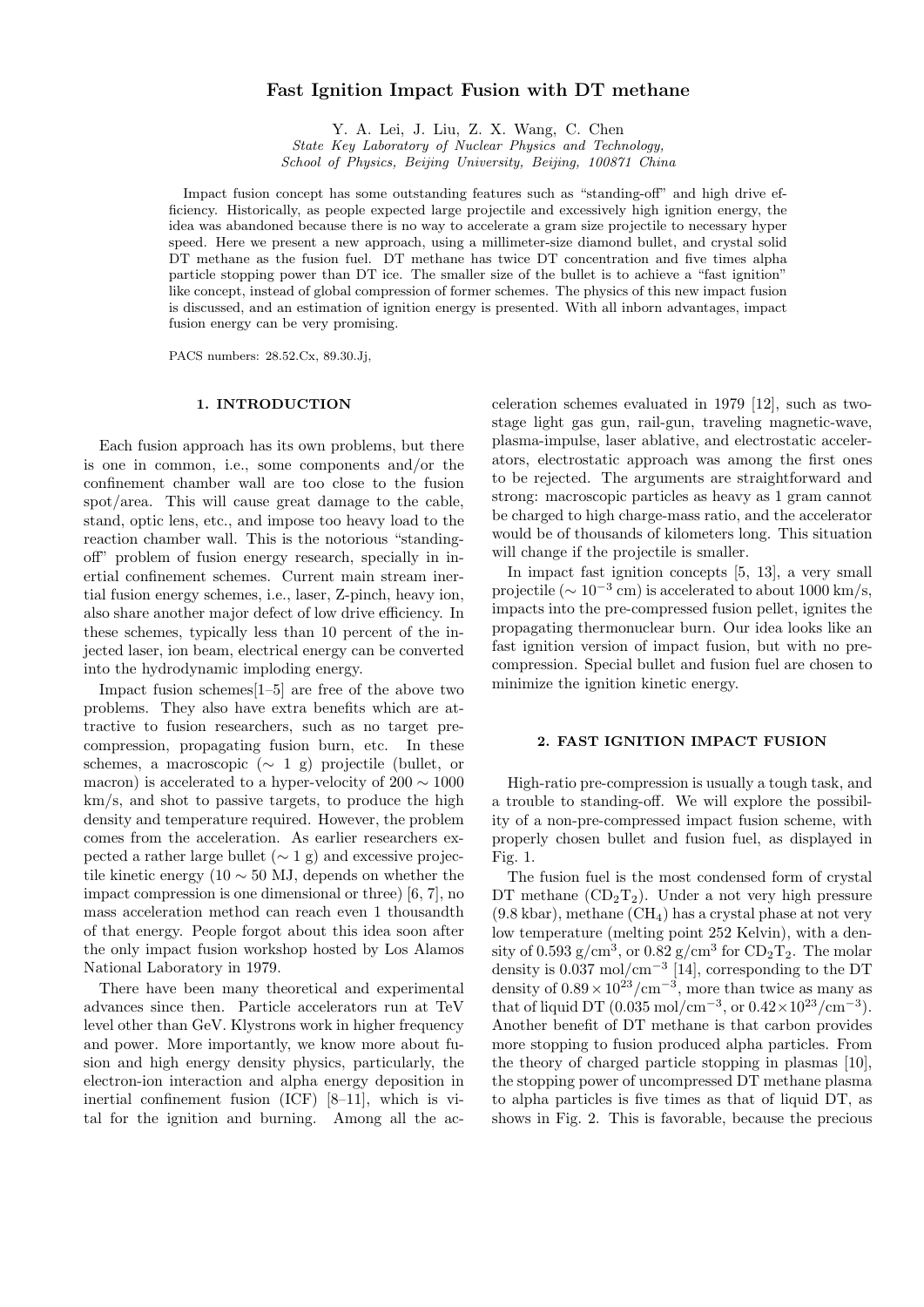# Fast Ignition Impact Fusion with DT methane

Y. A. Lei, J. Liu, Z. X. Wang, C. Chen

*State Key Laboratory of Nuclear Physics and Technology,*
*School of Physics, Beijing University, Beijing, 100871 China*

Impact fusion concept has some outstanding features such as "standing-off" and high drive efficiency. Historically, as people expected large projectile and excessively high ignition energy, the idea was abandoned because there is no way to accelerate a gram size projectile to necessary hyper speed. Here we present a new approach, using a millimeter-size diamond bullet, and crystal solid DT methane as the fusion fuel. DT methane has twice DT concentration and five times alpha particle stopping power than DT ice. The smaller size of the bullet is to achieve a "fast ignition" like concept, instead of global compression of former schemes. The physics of this new impact fusion is discussed, and an estimation of ignition energy is presented. With all inborn advantages, impact fusion energy can be very promising.

PACS numbers: 28.52.Cx, 89.30.Jj,

## 1. INTRODUCTION

Each fusion approach has its own problems, but there is one in common, i.e., some components and/or the confinement chamber wall are too close to the fusion spot/area. This will cause great damage to the cable, stand, optic lens, etc., and impose too heavy load to the reaction chamber wall. This is the notorious "standing-off" problem of fusion energy research, specially in inertial confinement schemes. Current main stream inertial fusion energy schemes, i.e., laser, Z-pinch, heavy ion, also share another major defect of low drive efficiency. In these schemes, typically less than 10 percent of the injected laser, ion beam, electrical energy can be converted into the hydrodynamic imploding energy.

Impact fusion schemes[1–5] are free of the above two problems. They also have extra benefits which are attractive to fusion researchers, such as no target pre-compression, propagating fusion burn, etc. In these schemes, a macroscopic ($\sim$ 1 g) projectile (bullet, or macron) is accelerated to a hyper-velocity of 200 $\sim$ 1000 km/s, and shot to passive targets, to produce the high density and temperature required. However, the problem comes from the acceleration. As earlier researchers expected a rather large bullet ($\sim$ 1 g) and excessive projectile kinetic energy (10 $\sim$ 50 MJ, depends on whether the impact compression is one dimensional or three) [6, 7], no mass acceleration method can reach even 1 thousandth of that energy. People forgot about this idea soon after the only impact fusion workshop hosted by Los Alamos National Laboratory in 1979.

There have been many theoretical and experimental advances since then. Particle accelerators run at TeV level other than GeV. Klystrons work in higher frequency and power. More importantly, we know more about fusion and high energy density physics, particularly, the electron-ion interaction and alpha energy deposition in inertial confinement fusion (ICF) [8–11], which is vital for the ignition and burning. Among all the acceleration schemes evaluated in 1979 [12], such as two-stage light gas gun, rail-gun, traveling magnetic-wave, plasma-impulse, laser ablative, and electrostatic accelerators, electrostatic approach was among the first ones to be rejected. The arguments are straightforward and strong: macroscopic particles as heavy as 1 gram cannot be charged to high charge-mass ratio, and the accelerator would be of thousands of kilometers long. This situation will change if the projectile is smaller.

In impact fast ignition concepts [5, 13], a very small projectile ($\sim 10^{-3}$ cm) is accelerated to about 1000 km/s, impacts into the pre-compressed fusion pellet, ignites the propagating thermonuclear burn. Our idea looks like an fast ignition version of impact fusion, but with no pre-compression. Special bullet and fusion fuel are chosen to minimize the ignition kinetic energy.

## 2. FAST IGNITION IMPACT FUSION

High-ratio pre-compression is usually a tough task, and a trouble to standing-off. We will explore the possibility of a non-pre-compressed impact fusion scheme, with properly chosen bullet and fusion fuel, as displayed in Fig. 1.

The fusion fuel is the most condensed form of crystal DT methane ($CD_2T_2$). Under a not very high pressure (9.8 kbar), methane ($CH_4$) has a crystal phase at not very low temperature (melting point 252 Kelvin), with a density of 0.593 g/cm$^3$, or 0.82 g/cm$^3$ for $CD_2T_2$. The molar density is 0.037 mol/cm$^{-3}$ [14], corresponding to the DT density of $0.89 \times 10^{23}$/cm$^{-3}$, more than twice as many as that of liquid DT (0.035 mol/cm$^{-3}$, or $0.42 \times 10^{23}$/cm$^{-3}$). Another benefit of DT methane is that carbon provides more stopping to fusion produced alpha particles. From the theory of charged particle stopping in plasmas [10], the stopping power of uncompressed DT methane plasma to alpha particles is five times as that of liquid DT, as shows in Fig. 2. This is favorable, because the precious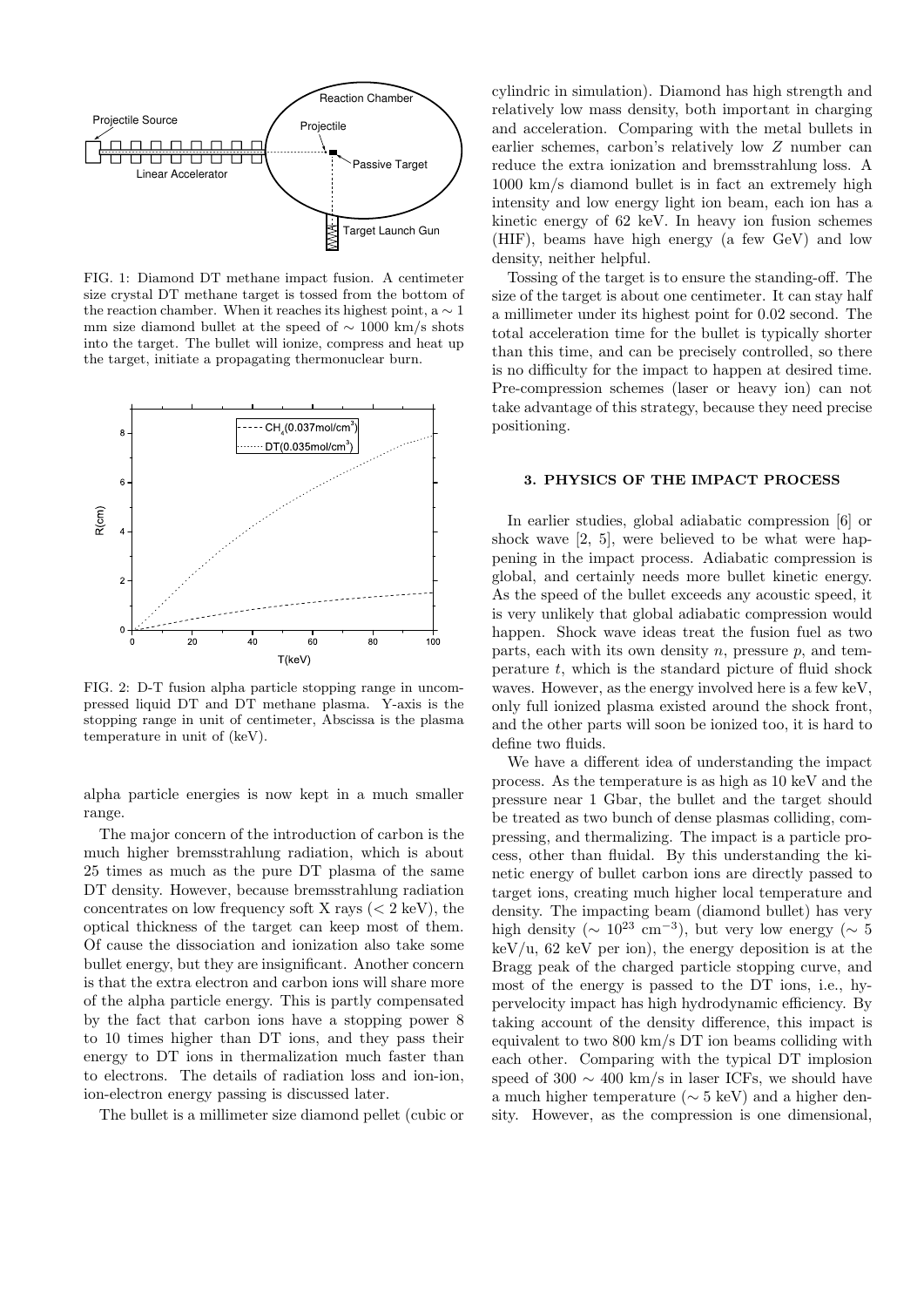FIG. 1: Diamond DT methane impact fusion. A centimeter size crystal DT methane target is tossed from the bottom of the reaction chamber. When it reaches its highest point, a $\sim 1$ mm size diamond bullet at the speed of $\sim 1000$ km/s shots into the target. The bullet will ionize, compress and heat up the target, initiate a propagating thermonuclear burn.

FIG. 2: D-T fusion alpha particle stopping range in uncompressed liquid DT and DT methane plasma. Y-axis is the stopping range in unit of centimeter, Abscissa is the plasma temperature in unit of (keV).

alpha particle energies is now kept in a much smaller range.

The major concern of the introduction of carbon is the much higher bremsstrahlung radiation, which is about 25 times as much as the pure DT plasma of the same DT density. However, because bremsstrahlung radiation concentrates on low frequency soft X rays ($< 2$ keV), the optical thickness of the target can keep most of them. Of cause the dissociation and ionization also take some bullet energy, but they are insignificant. Another concern is that the extra electron and carbon ions will share more of the alpha particle energy. This is partly compensated by the fact that carbon ions have a stopping power 8 to 10 times higher than DT ions, and they pass their energy to DT ions in thermalization much faster than to electrons. The details of radiation loss and ion-ion, ion-electron energy passing is discussed later.

The bullet is a millimeter size diamond pellet (cubic or cylindric in simulation). Diamond has high strength and relatively low mass density, both important in charging and acceleration. Comparing with the metal bullets in earlier schemes, carbon's relatively low $Z$ number can reduce the extra ionization and bremsstrahlung loss. A 1000 km/s diamond bullet is in fact an extremely high intensity and low energy light ion beam, each ion has a kinetic energy of 62 keV. In heavy ion fusion schemes (HIF), beams have high energy (a few GeV) and low density, neither helpful.

Tossing of the target is to ensure the standing-off. The size of the target is about one centimeter. It can stay half a millimeter under its highest point for 0.02 second. The total acceleration time for the bullet is typically shorter than this time, and can be precisely controlled, so there is no difficulty for the impact to happen at desired time. Pre-compression schemes (laser or heavy ion) can not take advantage of this strategy, because they need precise positioning.

### 3. PHYSICS OF THE IMPACT PROCESS

In earlier studies, global adiabatic compression [6] or shock wave [2, 5], were believed to be what were happening in the impact process. Adiabatic compression is global, and certainly needs more bullet kinetic energy. As the speed of the bullet exceeds any acoustic speed, it is very unlikely that global adiabatic compression would happen. Shock wave ideas treat the fusion fuel as two parts, each with its own density $n$, pressure $p$, and temperature $t$, which is the standard picture of fluid shock waves. However, as the energy involved here is a few keV, only full ionized plasma existed around the shock front, and the other parts will soon be ionized too, it is hard to define two fluids.

We have a different idea of understanding the impact process. As the temperature is as high as 10 keV and the pressure near 1 Gbar, the bullet and the target should be treated as two bunch of dense plasmas colliding, compressing, and thermalizing. The impact is a particle process, other than fluidal. By this understanding the kinetic energy of bullet carbon ions are directly passed to target ions, creating much higher local temperature and density. The impacting beam (diamond bullet) has very high density ($\sim 10^{23}$ cm$^{-3}$), but very low energy ($\sim 5$ keV/u, 62 keV per ion), the energy deposition is at the Bragg peak of the charged particle stopping curve, and most of the energy is passed to the DT ions, i.e., hypervelocity impact has high hydrodynamic efficiency. By taking account of the density difference, this impact is equivalent to two 800 km/s DT ion beams colliding with each other. Comparing with the typical DT implosion speed of $300 \sim 400$ km/s in laser ICFs, we should have a much higher temperature ($\sim 5$ keV) and a higher density. However, as the compression is one dimensional,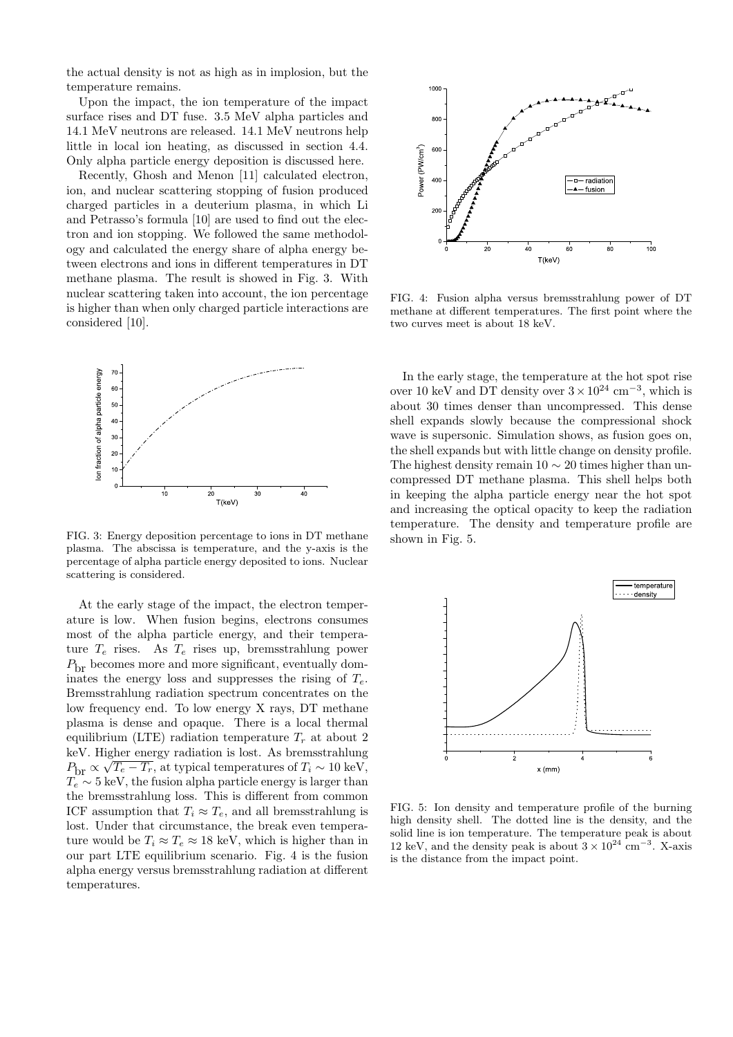the actual density is not as high as in implosion, but the temperature remains.

Upon the impact, the ion temperature of the impact surface rises and DT fuse. 3.5 MeV alpha particles and 14.1 MeV neutrons are released. 14.1 MeV neutrons help little in local ion heating, as discussed in section 4.4. Only alpha particle energy deposition is discussed here.

Recently, Ghosh and Menon [11] calculated electron, ion, and nuclear scattering stopping of fusion produced charged particles in a deuterium plasma, in which Li and Petrasso's formula [10] are used to find out the electron and ion stopping. We followed the same methodology and calculated the energy share of alpha energy between electrons and ions in different temperatures in DT methane plasma. The result is showed in Fig. 3. With nuclear scattering taken into account, the ion percentage is higher than when only charged particle interactions are considered [10].

FIG. 3: Energy deposition percentage to ions in DT methane plasma. The abscissa is temperature, and the y-axis is the percentage of alpha particle energy deposited to ions. Nuclear scattering is considered.

At the early stage of the impact, the electron temperature is low. When fusion begins, electrons consumes most of the alpha particle energy, and their temperature $T_e$ rises. As $T_e$ rises up, bremsstrahlung power $P_{\rm br}$ becomes more and more significant, eventually dominates the energy loss and suppresses the rising of $T_e$. Bremsstrahlung radiation spectrum concentrates on the low frequency end. To low energy X rays, DT methane plasma is dense and opaque. There is a local thermal equilibrium (LTE) radiation temperature $T_r$ at about 2 keV. Higher energy radiation is lost. As bremsstrahlung $P_{\rm br} \propto \sqrt{T_e - T_r}$, at typical temperatures of $T_i \sim 10$ keV, $T_e \sim 5$ keV, the fusion alpha particle energy is larger than the bremsstrahlung loss. This is different from common ICF assumption that $T_i \approx T_e$, and all bremsstrahlung is lost. Under that circumstance, the break even temperature would be $T_i \approx T_e \approx 18$ keV, which is higher than in our part LTE equilibrium scenario. Fig. 4 is the fusion alpha energy versus bremsstrahlung radiation at different temperatures.

FIG. 4: Fusion alpha versus bremsstrahlung power of DT methane at different temperatures. The first point where the two curves meet is about 18 keV.

In the early stage, the temperature at the hot spot rise over 10 keV and DT density over $3\times10^{24}$ cm$^{-3}$, which is about 30 times denser than uncompressed. This dense shell expands slowly because the compressional shock wave is supersonic. Simulation shows, as fusion goes on, the shell expands but with little change on density profile. The highest density remain $10 \sim 20$ times higher than uncompressed DT methane plasma. This shell helps both in keeping the alpha particle energy near the hot spot and increasing the optical opacity to keep the radiation temperature. The density and temperature profile are shown in Fig. 5.

FIG. 5: Ion density and temperature profile of the burning high density shell. The dotted line is the density, and the solid line is ion temperature. The temperature peak is about 12 keV, and the density peak is about $3\times10^{24}$ cm$^{-3}$. X-axis is the distance from the impact point.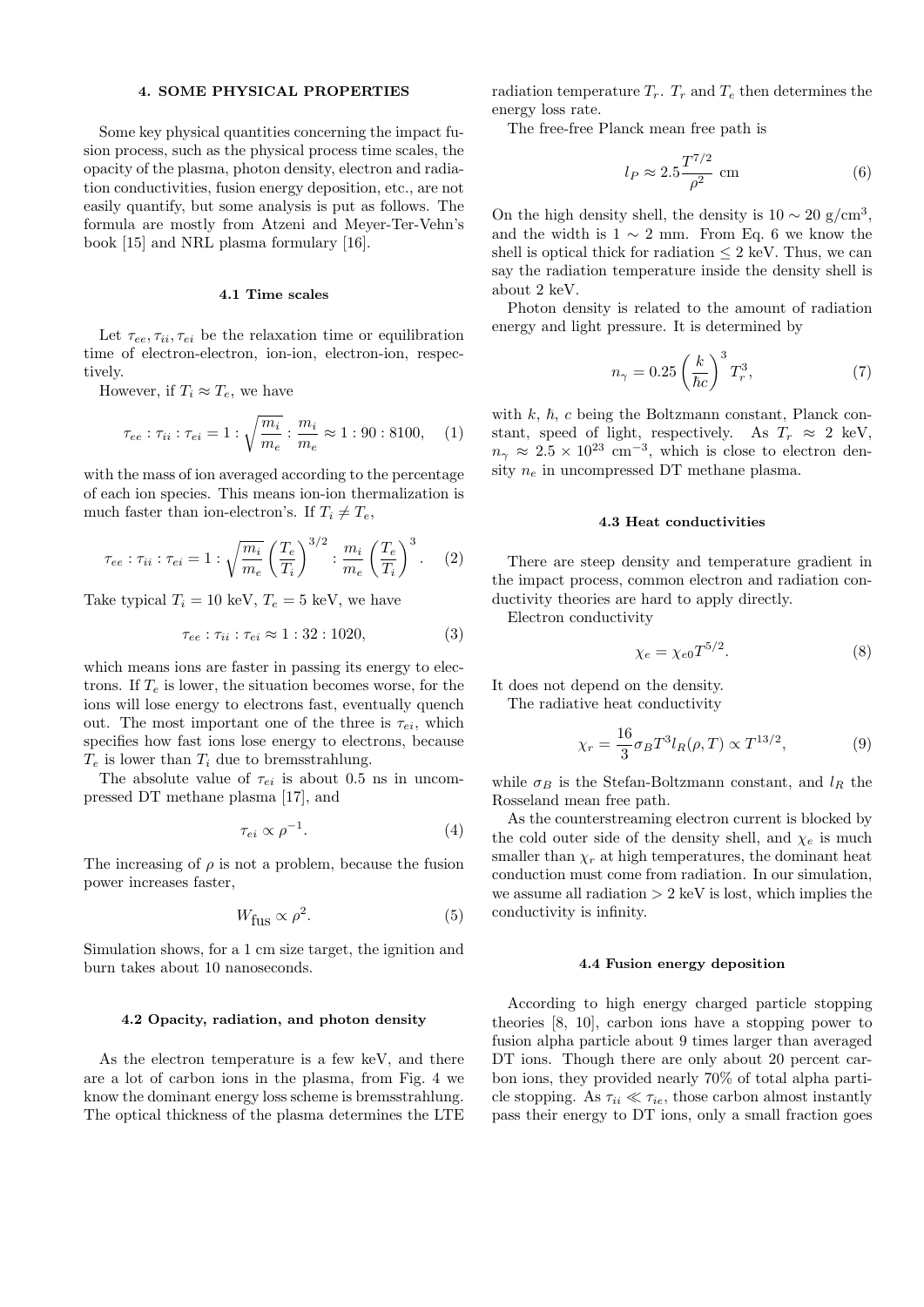## 4. SOME PHYSICAL PROPERTIES

Some key physical quantities concerning the impact fusion process, such as the physical process time scales, the opacity of the plasma, photon density, electron and radiation conductivities, fusion energy deposition, etc., are not easily quantify, but some analysis is put as follows. The formula are mostly from Atzeni and Meyer-Ter-Vehn's book [15] and NRL plasma formulary [16].

### 4.1 Time scales

Let $\tau_{ee}, \tau_{ii}, \tau_{ei}$ be the relaxation time or equilibration time of electron-electron, ion-ion, electron-ion, respectively.

However, if $T_i \approx T_e$, we have

$$\tau_{ee} : \tau_{ii} : \tau_{ei} = 1 : \sqrt{\frac{m_i}{m_e}} : \frac{m_i}{m_e} \approx 1 : 90 : 8100, \quad (1)$$

with the mass of ion averaged according to the percentage of each ion species. This means ion-ion thermalization is much faster than ion-electron's. If $T_i \neq T_e$,

$$\tau_{ee} : \tau_{ii} : \tau_{ei} = 1 : \sqrt{\frac{m_i}{m_e}} \left(\frac{T_e}{T_i}\right)^{3/2} : \frac{m_i}{m_e} \left(\frac{T_e}{T_i}\right)^3. \quad (2)$$

Take typical $T_i = 10$ keV, $T_e = 5$ keV, we have

$$\tau_{ee} : \tau_{ii} : \tau_{ei} \approx 1 : 32 : 1020, \quad (3)$$

which means ions are faster in passing its energy to electrons. If $T_e$ is lower, the situation becomes worse, for the ions will lose energy to electrons fast, eventually quench out. The most important one of the three is $\tau_{ei}$, which specifies how fast ions lose energy to electrons, because $T_e$ is lower than $T_i$ due to bremsstrahlung.

The absolute value of $\tau_{ei}$ is about 0.5 ns in uncompressed DT methane plasma [17], and

$$\tau_{ei} \propto \rho^{-1}. \quad (4)$$

The increasing of $\rho$ is not a problem, because the fusion power increases faster,

$$W_{\text{fus}} \propto \rho^2. \quad (5)$$

Simulation shows, for a 1 cm size target, the ignition and burn takes about 10 nanoseconds.

### 4.2 Opacity, radiation, and photon density

As the electron temperature is a few keV, and there are a lot of carbon ions in the plasma, from Fig. 4 we know the dominant energy loss scheme is bremsstrahlung. The optical thickness of the plasma determines the LTE radiation temperature $T_r$. $T_r$ and $T_e$ then determines the energy loss rate.

The free-free Planck mean free path is

$$l_P \approx 2.5 \frac{T^{7/2}}{\rho^2} \text{ cm} \quad (6)$$

On the high density shell, the density is $10 \sim 20$ g/cm$^3$, and the width is $1 \sim 2$ mm. From Eq. 6 we know the shell is optical thick for radiation $\leq 2$ keV. Thus, we can say the radiation temperature inside the density shell is about 2 keV.

Photon density is related to the amount of radiation energy and light pressure. It is determined by

$$n_\gamma = 0.25 \left(\frac{k}{\hbar c}\right)^3 T_r^3, \quad (7)$$

with $k$, $\hbar$, $c$ being the Boltzmann constant, Planck constant, speed of light, respectively. As $T_r \approx 2$ keV, $n_\gamma \approx 2.5 \times 10^{23}$ cm$^{-3}$, which is close to electron density $n_e$ in uncompressed DT methane plasma.

### 4.3 Heat conductivities

There are steep density and temperature gradient in the impact process, common electron and radiation conductivity theories are hard to apply directly.

Electron conductivity

$$\chi_e = \chi_{e0} T^{5/2}. \quad (8)$$

It does not depend on the density.

The radiative heat conductivity

$$\chi_r = \frac{16}{3} \sigma_B T^3 l_R(\rho, T) \propto T^{13/2}, \quad (9)$$

while $\sigma_B$ is the Stefan-Boltzmann constant, and $l_R$ the Rosseland mean free path.

As the counterstreaming electron current is blocked by the cold outer side of the density shell, and $\chi_e$ is much smaller than $\chi_r$ at high temperatures, the dominant heat conduction must come from radiation. In our simulation, we assume all radiation $> 2$ keV is lost, which implies the conductivity is infinity.

### 4.4 Fusion energy deposition

According to high energy charged particle stopping theories [8, 10], carbon ions have a stopping power to fusion alpha particle about 9 times larger than averaged DT ions. Though there are only about 20 percent carbon ions, they provided nearly 70% of total alpha particle stopping. As $\tau_{ii} \ll \tau_{ie}$, those carbon almost instantly pass their energy to DT ions, only a small fraction goes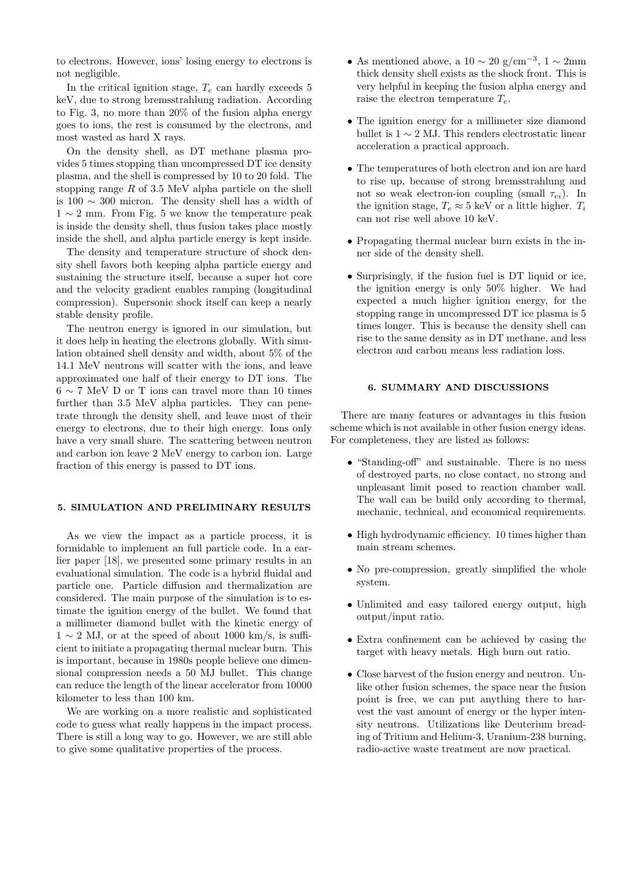to electrons. However, ions' losing energy to electrons is not negligible.

In the critical ignition stage, $T_e$ can hardly exceeds 5 keV, due to strong bremsstrahlung radiation. According to Fig. 3, no more than 20% of the fusion alpha energy goes to ions, the rest is consumed by the electrons, and most wasted as hard X rays.

On the density shell, as DT methane plasma provides 5 times stopping than uncompressed DT ice density plasma, and the shell is compressed by 10 to 20 fold. The stopping range $R$ of 3.5 MeV alpha particle on the shell is $100 \sim 300$ micron. The density shell has a width of $1 \sim 2$ mm. From Fig. 5 we know the temperature peak is inside the density shell, thus fusion takes place mostly inside the shell, and alpha particle energy is kept inside.

The density and temperature structure of shock density shell favors both keeping alpha particle energy and sustaining the structure itself, because a super hot core and the velocity gradient enables ramping (longitudinal compression). Supersonic shock itself can keep a nearly stable density profile.

The neutron energy is ignored in our simulation, but it does help in heating the electrons globally. With simulation obtained shell density and width, about 5% of the 14.1 MeV neutrons will scatter with the ions, and leave approximated one half of their energy to DT ions. The $6 \sim 7$ MeV D or T ions can travel more than 10 times further than 3.5 MeV alpha particles. They can penetrate through the density shell, and leave most of their energy to electrons, due to their high energy. Ions only have a very small share. The scattering between neutron and carbon ion leave 2 MeV energy to carbon ion. Large fraction of this energy is passed to DT ions.

## 5. SIMULATION AND PRELIMINARY RESULTS

As we view the impact as a particle process, it is formidable to implement an full particle code. In a earlier paper [18], we presented some primary results in an evaluational simulation. The code is a hybrid fluidal and particle one. Particle diffusion and thermalization are considered. The main purpose of the simulation is to estimate the ignition energy of the bullet. We found that a millimeter diamond bullet with the kinetic energy of $1 \sim 2$ MJ, or at the speed of about 1000 km/s, is sufficient to initiate a propagating thermal nuclear burn. This is important, because in 1980s people believe one dimensional compression needs a 50 MJ bullet. This change can reduce the length of the linear accelerator from 10000 kilometer to less than 100 km.

We are working on a more realistic and sophisticated code to guess what really happens in the impact process. There is still a long way to go. However, we are still able to give some qualitative properties of the process.

- As mentioned above, a $10 \sim 20$ g/cm$^{-3}$, $1 \sim 2$mm thick density shell exists as the shock front. This is very helpful in keeping the fusion alpha energy and raise the electron temperature $T_e$.
- The ignition energy for a millimeter size diamond bullet is $1 \sim 2$ MJ. This renders electrostatic linear acceleration a practical approach.
- The temperatures of both electron and ion are hard to rise up, because of strong bremsstrahlung and not so weak electron-ion coupling (small $\tau_{ei}$). In the ignition stage, $T_e \approx 5$ keV or a little higher. $T_i$ can not rise well above 10 keV.
- Propagating thermal nuclear burn exists in the inner side of the density shell.
- Surprisingly, if the fusion fuel is DT liquid or ice, the ignition energy is only 50% higher. We had expected a much higher ignition energy, for the stopping range in uncompressed DT ice plasma is 5 times longer. This is because the density shell can rise to the same density as in DT methane, and less electron and carbon means less radiation loss.

## 6. SUMMARY AND DISCUSSIONS

There are many features or advantages in this fusion scheme which is not available in other fusion energy ideas. For completeness, they are listed as follows:

- "Standing-off" and sustainable. There is no mess of destroyed parts, no close contact, no strong and unpleasant limit posed to reaction chamber wall. The wall can be build only according to thermal, mechanic, technical, and economical requirements.
- High hydrodynamic efficiency. 10 times higher than main stream schemes.
- No pre-compression, greatly simplified the whole system.
- Unlimited and easy tailored energy output, high output/input ratio.
- Extra confinement can be achieved by casing the target with heavy metals. High burn out ratio.
- Close harvest of the fusion energy and neutron. Unlike other fusion schemes, the space near the fusion point is free, we can put anything there to harvest the vast amount of energy or the hyper intensity neutrons. Utilizations like Deuterium breading of Tritium and Helium-3, Uranium-238 burning, radio-active waste treatment are now practical.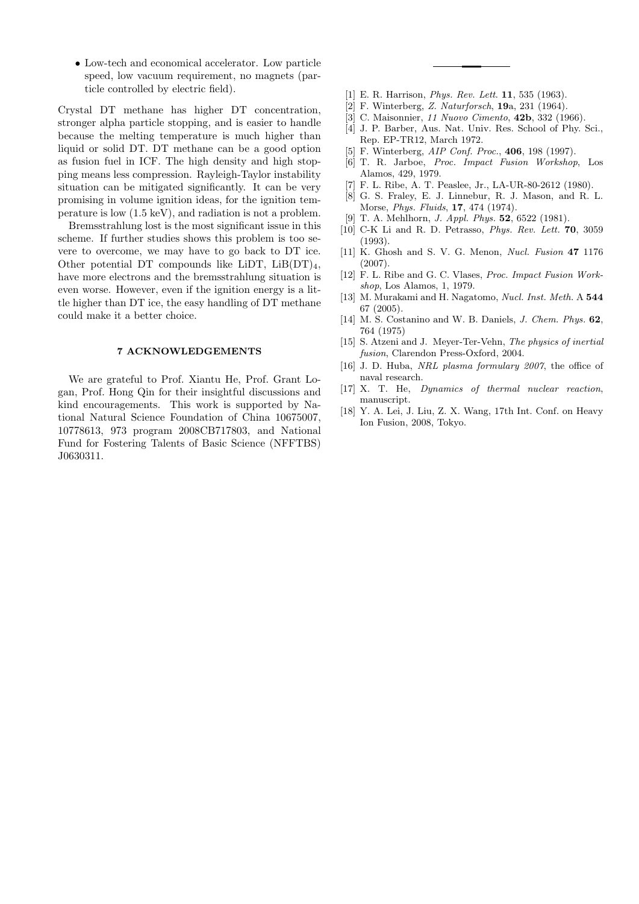- Low-tech and economical accelerator. Low particle speed, low vacuum requirement, no magnets (particle controlled by electric field).

Crystal DT methane has higher DT concentration, stronger alpha particle stopping, and is easier to handle because the melting temperature is much higher than liquid or solid DT. DT methane can be a good option as fusion fuel in ICF. The high density and high stopping means less compression. Rayleigh-Taylor instability situation can be mitigated significantly. It can be very promising in volume ignition ideas, for the ignition temperature is low (1.5 keV), and radiation is not a problem.

Bremsstrahlung lost is the most significant issue in this scheme. If further studies shows this problem is too severe to overcome, we may have to go back to DT ice. Other potential DT compounds like LiDT, $LiB(DT)_4$, have more electrons and the bremsstrahlung situation is even worse. However, even if the ignition energy is a little higher than DT ice, the easy handling of DT methane could make it a better choice.

## 7 ACKNOWLEDGEMENTS

We are grateful to Prof. Xiantu He, Prof. Grant Logan, Prof. Hong Qin for their insightful discussions and kind encouragements. This work is supported by National Natural Science Foundation of China 10675007, 10778613, 973 program 2008CB717803, and National Fund for Fostering Talents of Basic Science (NFFTBS) J0630311.

---

[1] E. R. Harrison, *Phys. Rev. Lett.* **11**, 535 (1963).
[2] F. Winterberg, *Z. Naturforsch*, **19a**, 231 (1964).
[3] C. Maisonnier, *11 Nuovo Cimento*, **42b**, 332 (1966).
[4] J. P. Barber, Aus. Nat. Univ. Res. School of Phy. Sci., Rep. EP-TR12, March 1972.
[5] F. Winterberg, *AIP Conf. Proc.*, **406**, 198 (1997).
[6] T. R. Jarboe, *Proc. Impact Fusion Workshop*, Los Alamos, 429, 1979.
[7] F. L. Ribe, A. T. Peaslee, Jr., LA-UR-80-2612 (1980).
[8] G. S. Fraley, E. J. Linnebur, R. J. Mason, and R. L. Morse, *Phys. Fluids*, **17**, 474 (1974).
[9] T. A. Mehlhorn, *J. Appl. Phys.* **52**, 6522 (1981).
[10] C-K Li and R. D. Petrasso, *Phys. Rev. Lett.* **70**, 3059 (1993).
[11] K. Ghosh and S. V. G. Menon, *Nucl. Fusion* **47** 1176 (2007).
[12] F. L. Ribe and G. C. Vlases, *Proc. Impact Fusion Workshop*, Los Alamos, 1, 1979.
[13] M. Murakami and H. Nagatomo, *Nucl. Inst. Meth.* A **544** 67 (2005).
[14] M. S. Costanino and W. B. Daniels, *J. Chem. Phys.* **62**, 764 (1975)
[15] S. Atzeni and J. Meyer-Ter-Vehn, *The physics of inertial fusion*, Clarendon Press-Oxford, 2004.
[16] J. D. Huba, *NRL plasma formulary 2007*, the office of naval research.
[17] X. T. He, *Dynamics of thermal nuclear reaction*, manuscript.
[18] Y. A. Lei, J. Liu, Z. X. Wang, 17th Int. Conf. on Heavy Ion Fusion, 2008, Tokyo.